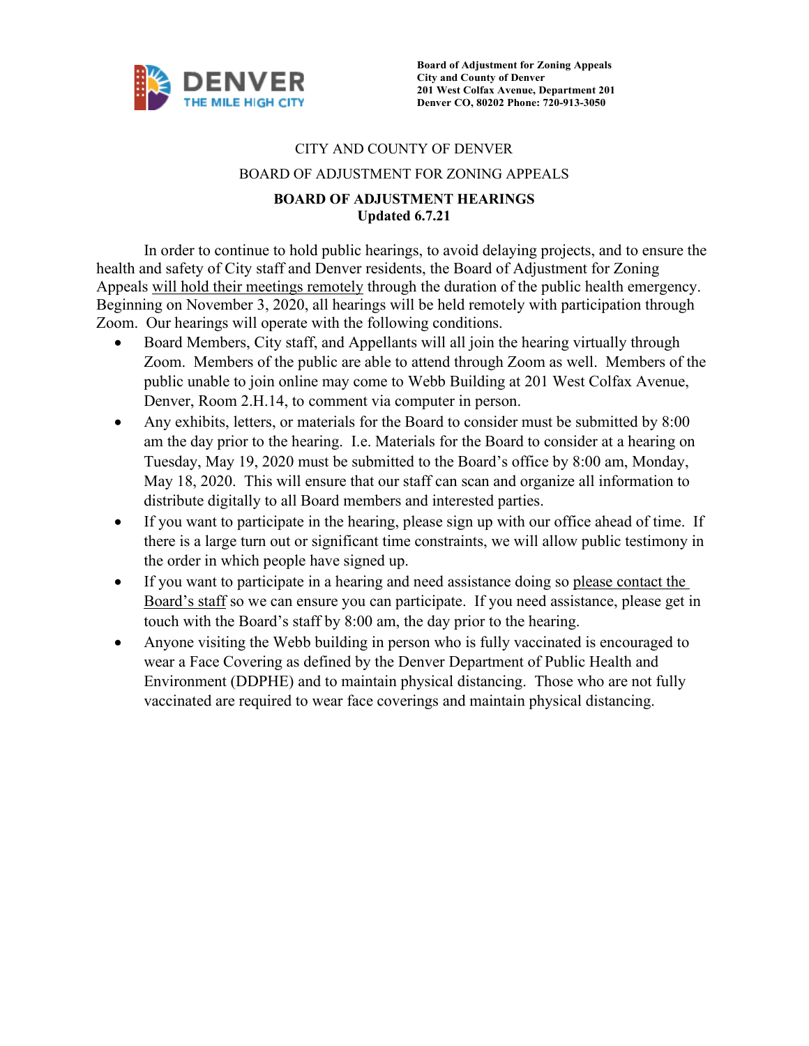Board of Adjustment for Zoning Appeals
City and County of Denver
201 West Colfax Avenue, Department 201
Denver CO, 80202 Phone: 720-913-3050

CITY AND COUNTY OF DENVER

BOARD OF ADJUSTMENT FOR ZONING APPEALS

**BOARD OF ADJUSTMENT HEARINGS**
**Updated 6.7.21**

In order to continue to hold public hearings, to avoid delaying projects, and to ensure the health and safety of City staff and Denver residents, the Board of Adjustment for Zoning Appeals will hold their meetings remotely through the duration of the public health emergency. Beginning on November 3, 2020, all hearings will be held remotely with participation through Zoom. Our hearings will operate with the following conditions.

- Board Members, City staff, and Appellants will all join the hearing virtually through Zoom. Members of the public are able to attend through Zoom as well. Members of the public unable to join online may come to Webb Building at 201 West Colfax Avenue, Denver, Room 2.H.14, to comment via computer in person.
- Any exhibits, letters, or materials for the Board to consider must be submitted by 8:00 am the day prior to the hearing. I.e. Materials for the Board to consider at a hearing on Tuesday, May 19, 2020 must be submitted to the Board's office by 8:00 am, Monday, May 18, 2020. This will ensure that our staff can scan and organize all information to distribute digitally to all Board members and interested parties.
- If you want to participate in the hearing, please sign up with our office ahead of time. If there is a large turn out or significant time constraints, we will allow public testimony in the order in which people have signed up.
- If you want to participate in a hearing and need assistance doing so please contact the Board's staff so we can ensure you can participate. If you need assistance, please get in touch with the Board's staff by 8:00 am, the day prior to the hearing.
- Anyone visiting the Webb building in person who is fully vaccinated is encouraged to wear a Face Covering as defined by the Denver Department of Public Health and Environment (DDPHE) and to maintain physical distancing. Those who are not fully vaccinated are required to wear face coverings and maintain physical distancing.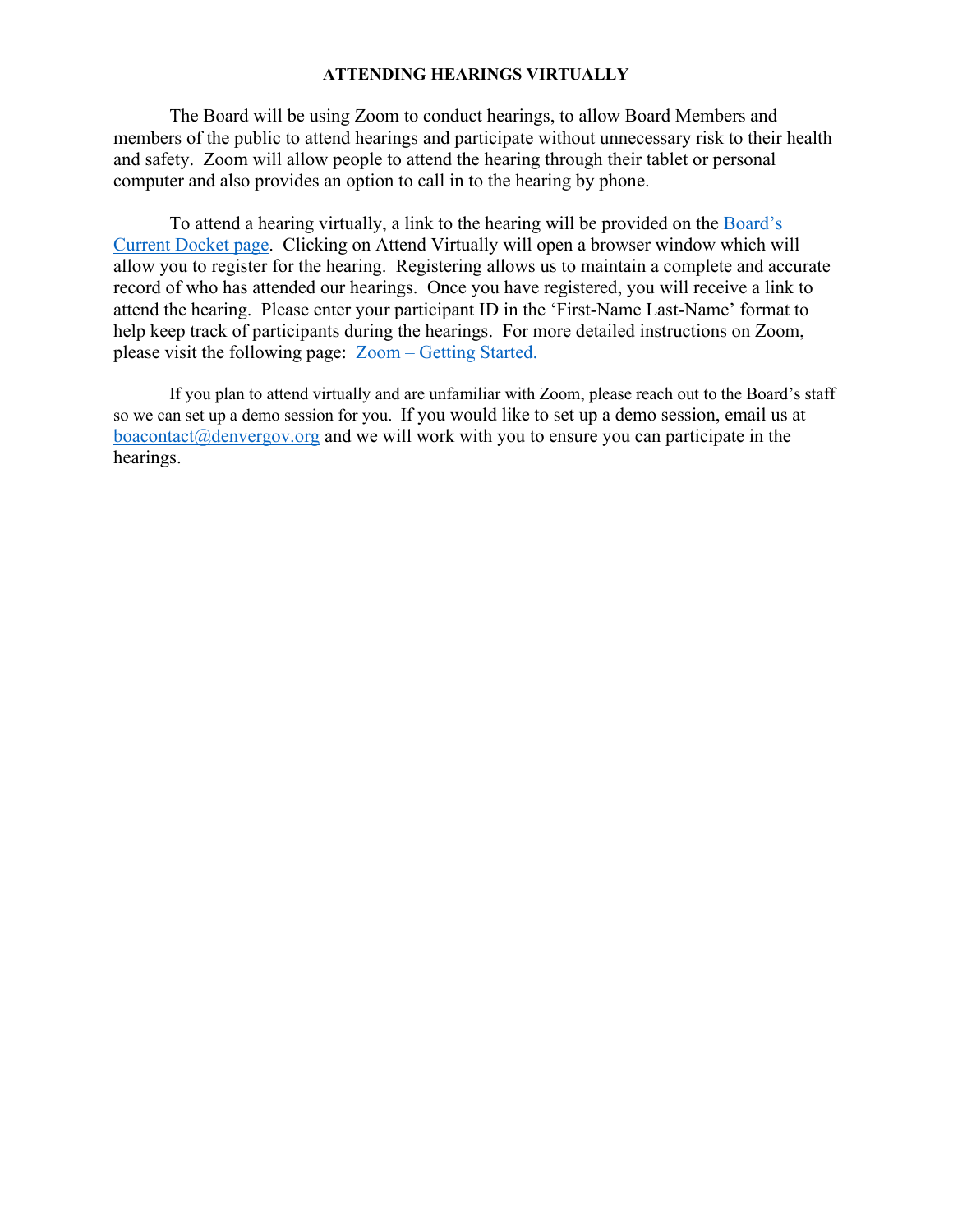## ATTENDING HEARINGS VIRTUALLY

The Board will be using Zoom to conduct hearings, to allow Board Members and members of the public to attend hearings and participate without unnecessary risk to their health and safety. Zoom will allow people to attend the hearing through their tablet or personal computer and also provides an option to call in to the hearing by phone.

To attend a hearing virtually, a link to the hearing will be provided on the Board's Current Docket page. Clicking on Attend Virtually will open a browser window which will allow you to register for the hearing. Registering allows us to maintain a complete and accurate record of who has attended our hearings. Once you have registered, you will receive a link to attend the hearing. Please enter your participant ID in the 'First-Name Last-Name' format to help keep track of participants during the hearings. For more detailed instructions on Zoom, please visit the following page: Zoom – Getting Started.

If you plan to attend virtually and are unfamiliar with Zoom, please reach out to the Board's staff so we can set up a demo session for you. If you would like to set up a demo session, email us at boacontact@denvergov.org and we will work with you to ensure you can participate in the hearings.